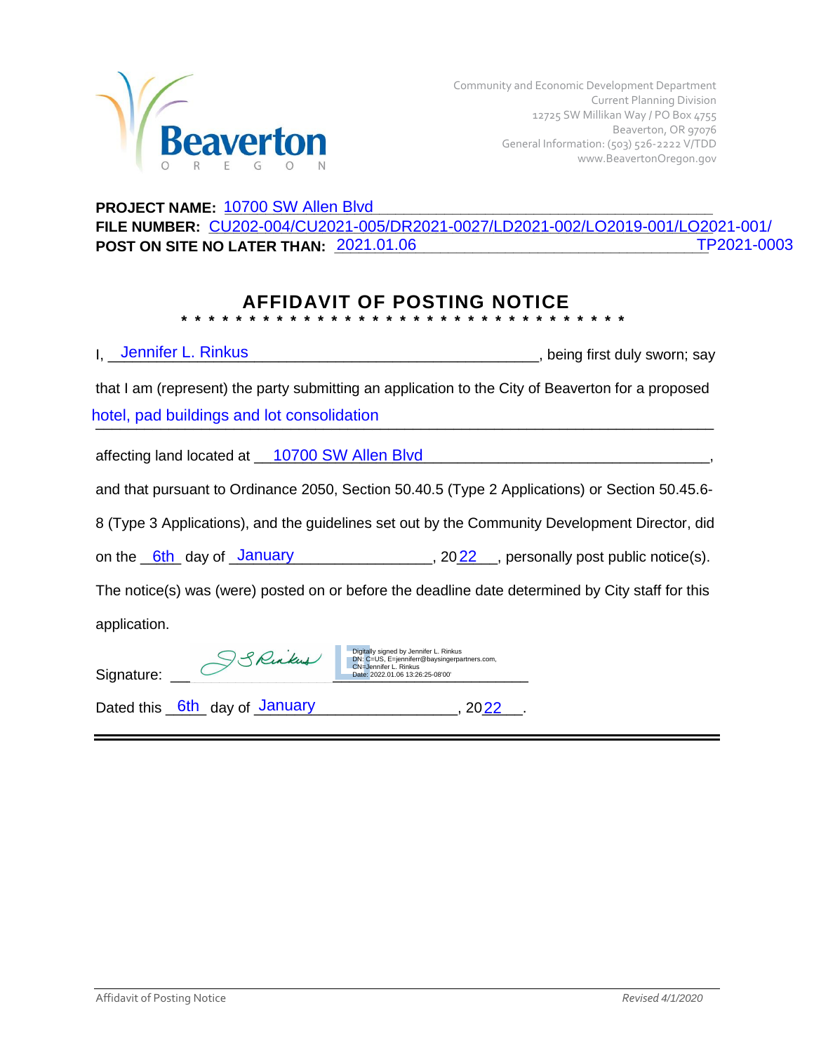Beaverton
OREGON

Community and Economic Development Department
Current Planning Division
12725 SW Millikan Way / PO Box 4755
Beaverton, OR 97076
General Information: (503) 526-2222 V/TDD
www.BeavertonOregon.gov

**PROJECT NAME:** 10700 SW Allen Blvd

**FILE NUMBER:** CU202-004/CU2021-005/DR2021-0027/LD2021-002/LO2019-001/LO2021-001/TP2021-0003

**POST ON SITE NO LATER THAN:** 2021.01.06

## AFFIDAVIT OF POSTING NOTICE

* * * * * * * * * * * * * * * * * * * * * * * * * * * * * * * * *

I, Jennifer L. Rinkus, being first duly sworn; say that I am (represent) the party submitting an application to the City of Beaverton for a proposed hotel, pad buildings and lot consolidation

affecting land located at 10700 SW Allen Blvd,

and that pursuant to Ordinance 2050, Section 50.40.5 (Type 2 Applications) or Section 50.45.6-8 (Type 3 Applications), and the guidelines set out by the Community Development Director, did on the 6th day of January, 2022, personally post public notice(s). The notice(s) was (were) posted on or before the deadline date determined by City staff for this application.

Signature: JS Rinkus

Digitally signed by Jennifer L. Rinkus
DN: C=US, E=jenniferr@baysingerpartners.com, CN=Jennifer L. Rinkus
Date: 2022.01.06 13:26:25-08'00'

Dated this 6th day of January, 2022.

Affidavit of Posting Notice — *Revised 4/1/2020*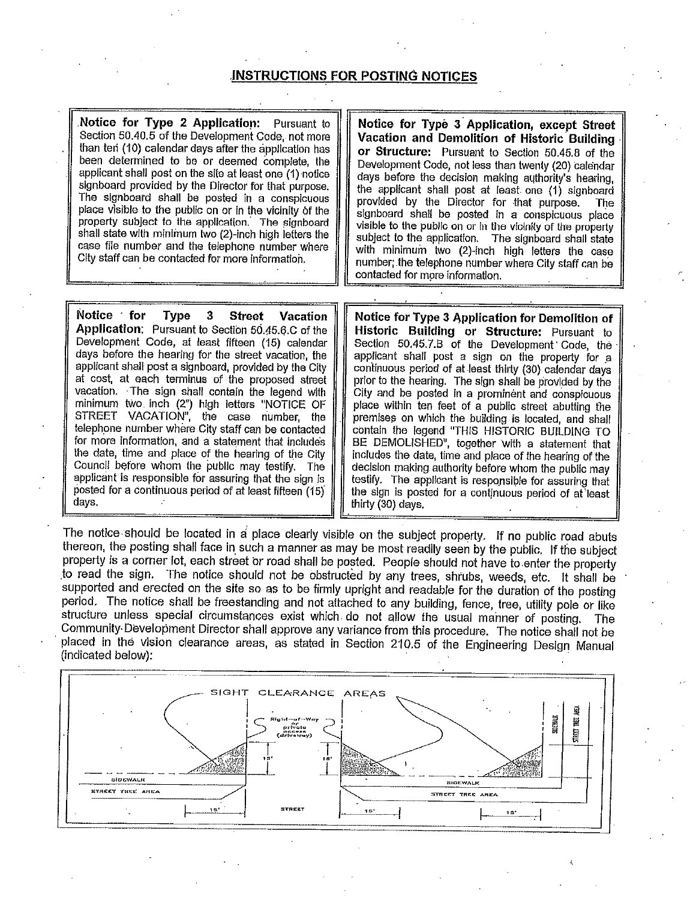## INSTRUCTIONS FOR POSTING NOTICES

**Notice for Type 2 Application:** Pursuant to Section 50.40.5 of the Development Code, not more than ten (10) calendar days after the application has been determined to be or deemed complete, the applicant shall post on the site at least one (1) notice signboard provided by the Director for that purpose. The signboard shall be posted in a conspicuous place visible to the public on or in the vicinity of the property subject to the application. The signboard shall state with minimum two (2)-inch high letters the case file number and the telephone number where City staff can be contacted for more information.

**Notice for Type 3 Application, except Street Vacation and Demolition of Historic Building or Structure:** Pursuant to Section 50.45.8 of the Development Code, not less than twenty (20) calendar days before the decision making authority's hearing, the applicant shall post at least one (1) signboard provided by the Director for that purpose. The signboard shall be posted in a conspicuous place visible to the public on or in the vicinity of the property subject to the application. The signboard shall state with minimum two (2)-inch high letters the case number; the telephone number where City staff can be contacted for more information.

**Notice for Type 3 Street Vacation Application:** Pursuant to Section 50.45.6.C of the Development Code, at least fifteen (15) calendar days before the hearing for the street vacation, the applicant shall post a signboard, provided by the City at cost, at each terminus of the proposed street vacation. The sign shall contain the legend with minimum two inch (2") high letters "NOTICE OF STREET VACATION", the case number, the telephone number where City staff can be contacted for more information, and a statement that includes the date, time and place of the hearing of the City Council before whom the public may testify. The applicant is responsible for assuring that the sign is posted for a continuous period of at least fifteen (15) days.

**Notice for Type 3 Application for Demolition of Historic Building or Structure:** Pursuant to Section 50.45.7.B of the Development Code, the applicant shall post a sign on the property for a continuous period of at least thirty (30) calendar days prior to the hearing. The sign shall be provided by the City and be posted in a prominent and conspicuous place within ten feet of a public street abutting the premises on which the building is located, and shall contain the legend "THIS HISTORIC BUILDING TO BE DEMOLISHED", together with a statement that includes the date, time and place of the hearing of the decision making authority before whom the public may testify. The applicant is responsible for assuring that the sign is posted for a continuous period of at least thirty (30) days.

The notice should be located in a place clearly visible on the subject property. If no public road abuts thereon, the posting shall face in such a manner as may be most readily seen by the public. If the subject property is a corner lot, each street or road shall be posted. People should not have to enter the property to read the sign. The notice should not be obstructed by any trees, shrubs, weeds, etc. It shall be supported and erected on the site so as to be firmly upright and readable for the duration of the posting period. The notice shall be freestanding and not attached to any building, fence, tree, utility pole or like structure unless special circumstances exist which do not allow the usual manner of posting. The Community Development Director shall approve any variance from this procedure. The notice shall not be placed in the vision clearance areas, as stated in Section 210.5 of the Engineering Design Manual (indicated below):

SIGHT CLEARANCE AREAS

Right-of-Way or private access (driveway)

15'

15'

SIDEWALK

STREET TREE AREA

STREET

15'

15'

15'

SIDEWALK

STREET TREE AREA